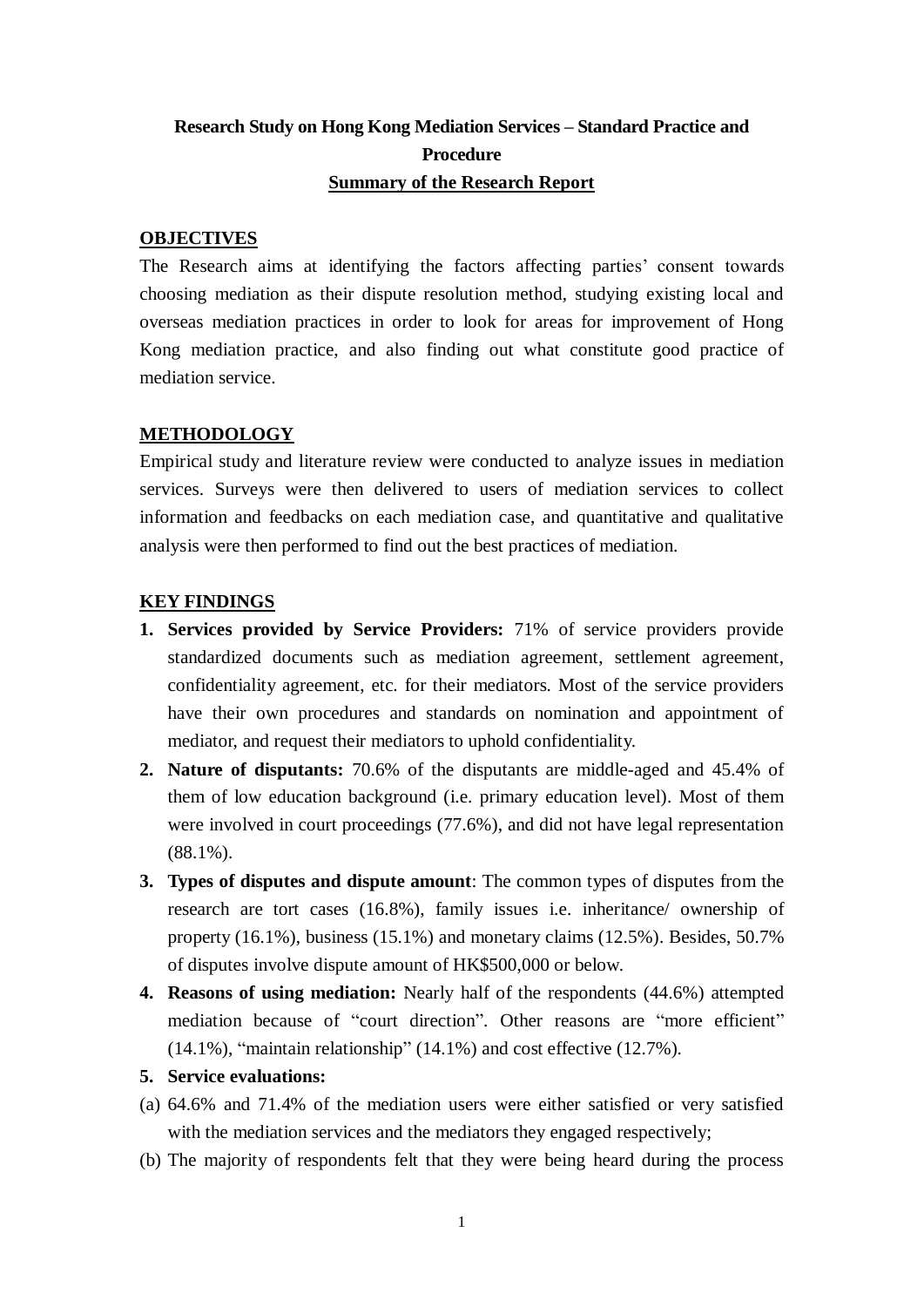**Research Study on Hong Kong Mediation Services – Standard Practice and Procedure**

**Summary of the Research Report**

## OBJECTIVES

The Research aims at identifying the factors affecting parties' consent towards choosing mediation as their dispute resolution method, studying existing local and overseas mediation practices in order to look for areas for improvement of Hong Kong mediation practice, and also finding out what constitute good practice of mediation service.

## METHODOLOGY

Empirical study and literature review were conducted to analyze issues in mediation services. Surveys were then delivered to users of mediation services to collect information and feedbacks on each mediation case, and quantitative and qualitative analysis were then performed to find out the best practices of mediation.

## KEY FINDINGS

1. **Services provided by Service Providers:** 71% of service providers provide standardized documents such as mediation agreement, settlement agreement, confidentiality agreement, etc. for their mediators. Most of the service providers have their own procedures and standards on nomination and appointment of mediator, and request their mediators to uphold confidentiality.
2. **Nature of disputants:** 70.6% of the disputants are middle-aged and 45.4% of them of low education background (i.e. primary education level). Most of them were involved in court proceedings (77.6%), and did not have legal representation (88.1%).
3. **Types of disputes and dispute amount**: The common types of disputes from the research are tort cases (16.8%), family issues i.e. inheritance/ ownership of property (16.1%), business (15.1%) and monetary claims (12.5%). Besides, 50.7% of disputes involve dispute amount of HK$500,000 or below.
4. **Reasons of using mediation:** Nearly half of the respondents (44.6%) attempted mediation because of "court direction". Other reasons are "more efficient" (14.1%), "maintain relationship" (14.1%) and cost effective (12.7%).
5. **Service evaluations:**

(a) 64.6% and 71.4% of the mediation users were either satisfied or very satisfied with the mediation services and the mediators they engaged respectively;

(b) The majority of respondents felt that they were being heard during the process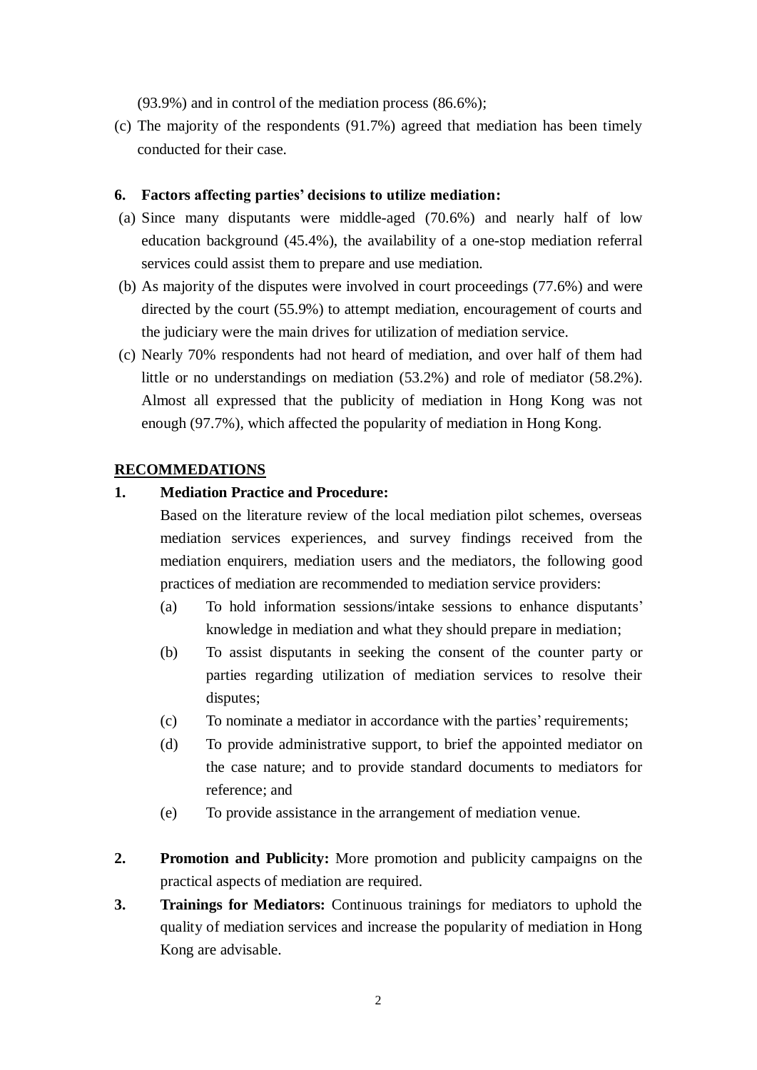(93.9%) and in control of the mediation process (86.6%);

(c) The majority of the respondents (91.7%) agreed that mediation has been timely conducted for their case.

**6. Factors affecting parties' decisions to utilize mediation:**

(a) Since many disputants were middle-aged (70.6%) and nearly half of low education background (45.4%), the availability of a one-stop mediation referral services could assist them to prepare and use mediation.

(b) As majority of the disputes were involved in court proceedings (77.6%) and were directed by the court (55.9%) to attempt mediation, encouragement of courts and the judiciary were the main drives for utilization of mediation service.

(c) Nearly 70% respondents had not heard of mediation, and over half of them had little or no understandings on mediation (53.2%) and role of mediator (58.2%). Almost all expressed that the publicity of mediation in Hong Kong was not enough (97.7%), which affected the popularity of mediation in Hong Kong.

**<u>RECOMMEDATIONS</u>**

**1. Mediation Practice and Procedure:**

Based on the literature review of the local mediation pilot schemes, overseas mediation services experiences, and survey findings received from the mediation enquirers, mediation users and the mediators, the following good practices of mediation are recommended to mediation service providers:

(a) To hold information sessions/intake sessions to enhance disputants' knowledge in mediation and what they should prepare in mediation;

(b) To assist disputants in seeking the consent of the counter party or parties regarding utilization of mediation services to resolve their disputes;

(c) To nominate a mediator in accordance with the parties' requirements;

(d) To provide administrative support, to brief the appointed mediator on the case nature; and to provide standard documents to mediators for reference; and

(e) To provide assistance in the arrangement of mediation venue.

**2. Promotion and Publicity:** More promotion and publicity campaigns on the practical aspects of mediation are required.

**3. Trainings for Mediators:** Continuous trainings for mediators to uphold the quality of mediation services and increase the popularity of mediation in Hong Kong are advisable.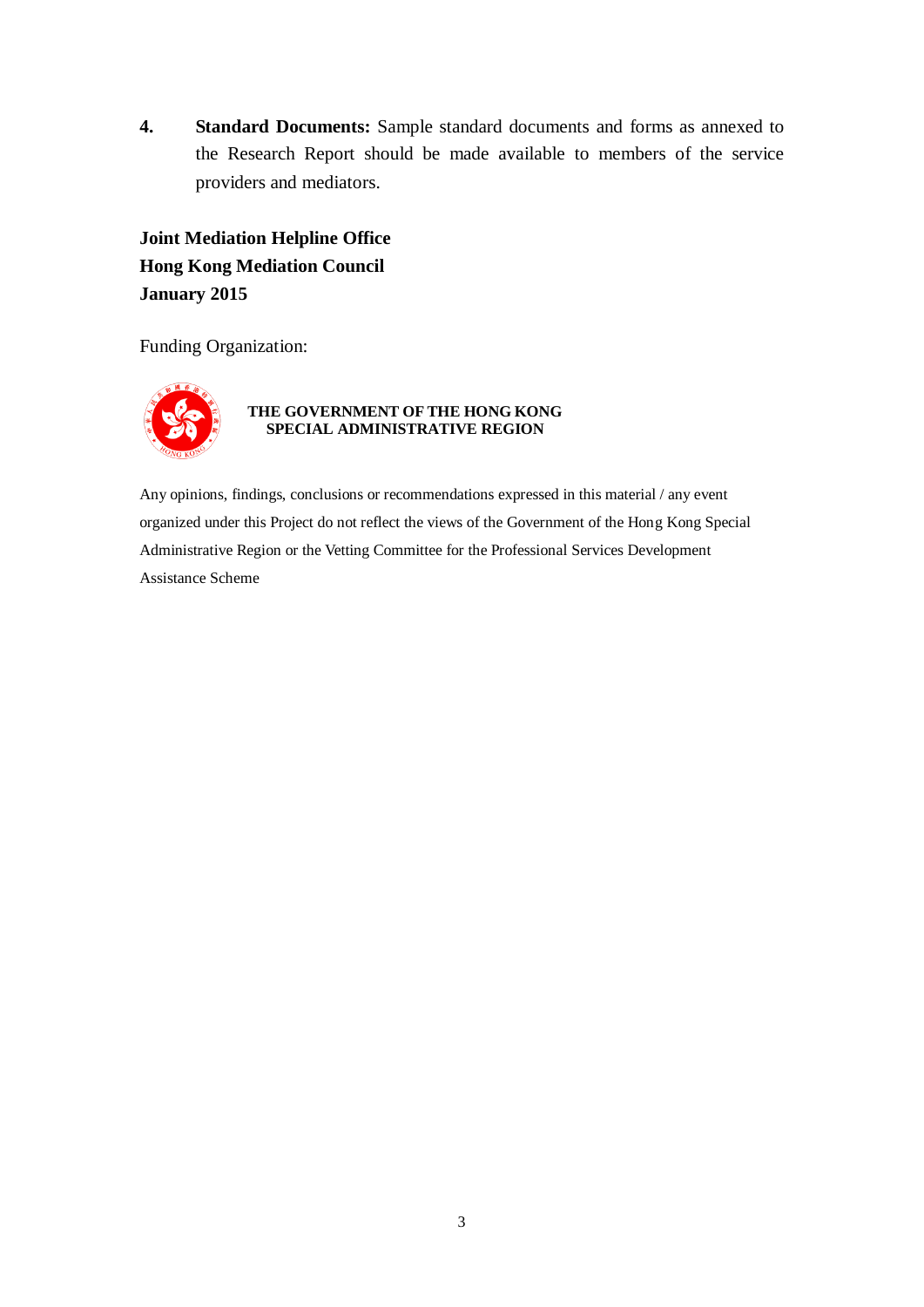4. **Standard Documents:** Sample standard documents and forms as annexed to the Research Report should be made available to members of the service providers and mediators.

**Joint Mediation Helpline Office**
**Hong Kong Mediation Council**
**January 2015**

Funding Organization:

**THE GOVERNMENT OF THE HONG KONG SPECIAL ADMINISTRATIVE REGION**

Any opinions, findings, conclusions or recommendations expressed in this material / any event organized under this Project do not reflect the views of the Government of the Hong Kong Special Administrative Region or the Vetting Committee for the Professional Services Development Assistance Scheme